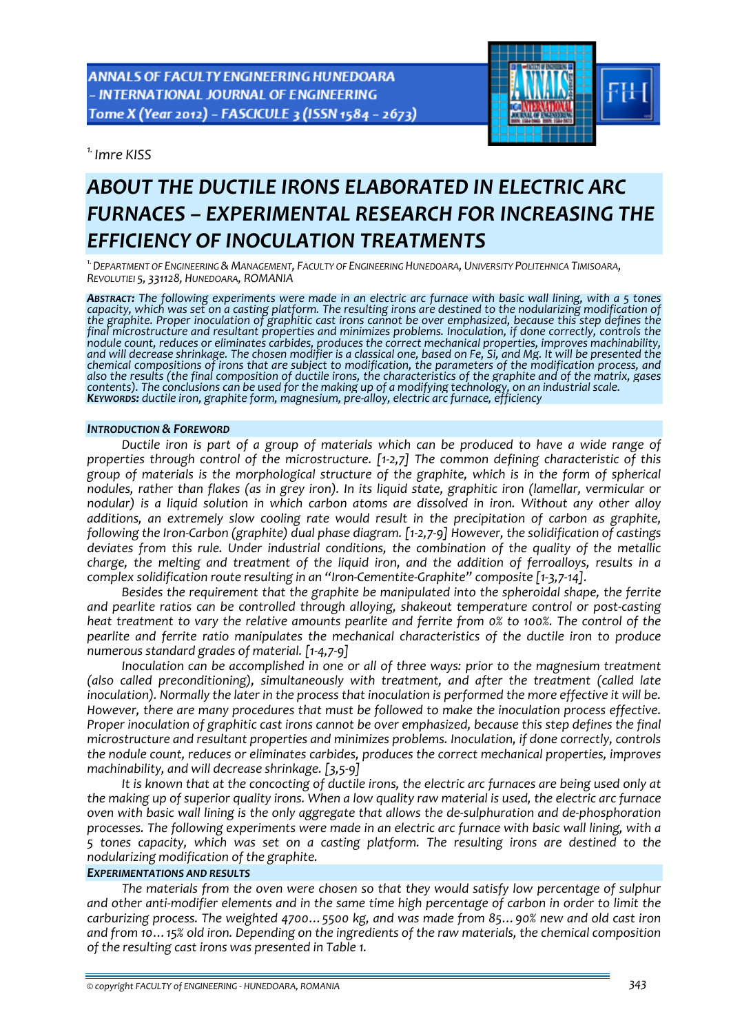[1.] *Imre KISS*

# *ABOUT THE DUCTILE IRONS ELABORATED IN ELECTRIC ARC FURNACES – EXPERIMENTAL RESEARCH FOR INCREASING THE EFFICIENCY OF INOCULATION TREATMENTS*

[1.] *DEPARTMENT OF ENGINEERING & MANAGEMENT, FACULTY OF ENGINEERING HUNEDOARA, UNIVERSITY POLITEHNICA TIMISOARA, REVOLUTIEI 5, 331128, HUNEDOARA, ROMANIA*

***ABSTRACT:*** *The following experiments were made in an electric arc furnace with basic wall lining, with a 5 tones capacity, which was set on a casting platform. The resulting irons are destined to the nodularizing modification of the graphite. Proper inoculation of graphitic cast irons cannot be over emphasized, because this step defines the final microstructure and resultant properties and minimizes problems. Inoculation, if done correctly, controls the nodule count, reduces or eliminates carbides, produces the correct mechanical properties, improves machinability, and will decrease shrinkage. The chosen modifier is a classical one, based on Fe, Si, and Mg. It will be presented the chemical compositions of irons that are subject to modification, the parameters of the modification process, and also the results (the final composition of ductile irons, the characteristics of the graphite and of the matrix, gases contents). The conclusions can be used for the making up of a modifying technology, on an industrial scale.*
***KEYWORDS:*** *ductile iron, graphite form, magnesium, pre-alloy, electric arc furnace, efficiency*

## *INTRODUCTION & FOREWORD*

*Ductile iron is part of a group of materials which can be produced to have a wide range of properties through control of the microstructure. [1-2,7] The common defining characteristic of this group of materials is the morphological structure of the graphite, which is in the form of spherical nodules, rather than flakes (as in grey iron). In its liquid state, graphitic iron (lamellar, vermicular or nodular) is a liquid solution in which carbon atoms are dissolved in iron. Without any other alloy additions, an extremely slow cooling rate would result in the precipitation of carbon as graphite, following the Iron-Carbon (graphite) dual phase diagram. [1-2,7-9] However, the solidification of castings deviates from this rule. Under industrial conditions, the combination of the quality of the metallic charge, the melting and treatment of the liquid iron, and the addition of ferroalloys, results in a complex solidification route resulting in an "Iron-Cementite-Graphite" composite [1-3,7-14].*

*Besides the requirement that the graphite be manipulated into the spheroidal shape, the ferrite and pearlite ratios can be controlled through alloying, shakeout temperature control or post-casting heat treatment to vary the relative amounts pearlite and ferrite from 0% to 100%. The control of the pearlite and ferrite ratio manipulates the mechanical characteristics of the ductile iron to produce numerous standard grades of material. [1-4,7-9]*

*Inoculation can be accomplished in one or all of three ways: prior to the magnesium treatment (also called preconditioning), simultaneously with treatment, and after the treatment (called late inoculation). Normally the later in the process that inoculation is performed the more effective it will be. However, there are many procedures that must be followed to make the inoculation process effective. Proper inoculation of graphitic cast irons cannot be over emphasized, because this step defines the final microstructure and resultant properties and minimizes problems. Inoculation, if done correctly, controls the nodule count, reduces or eliminates carbides, produces the correct mechanical properties, improves machinability, and will decrease shrinkage. [3,5-9]*

*It is known that at the concocting of ductile irons, the electric arc furnaces are being used only at the making up of superior quality irons. When a low quality raw material is used, the electric arc furnace oven with basic wall lining is the only aggregate that allows the de-sulphuration and de-phosphoration processes. The following experiments were made in an electric arc furnace with basic wall lining, with a 5 tones capacity, which was set on a casting platform. The resulting irons are destined to the nodularizing modification of the graphite.*

## *EXPERIMENTATIONS AND RESULTS*

*The materials from the oven were chosen so that they would satisfy low percentage of sulphur and other anti-modifier elements and in the same time high percentage of carbon in order to limit the carburizing process. The weighted 4700…5500 kg, and was made from 85…90% new and old cast iron and from 10…15% old iron. Depending on the ingredients of the raw materials, the chemical composition of the resulting cast irons was presented in Table 1.*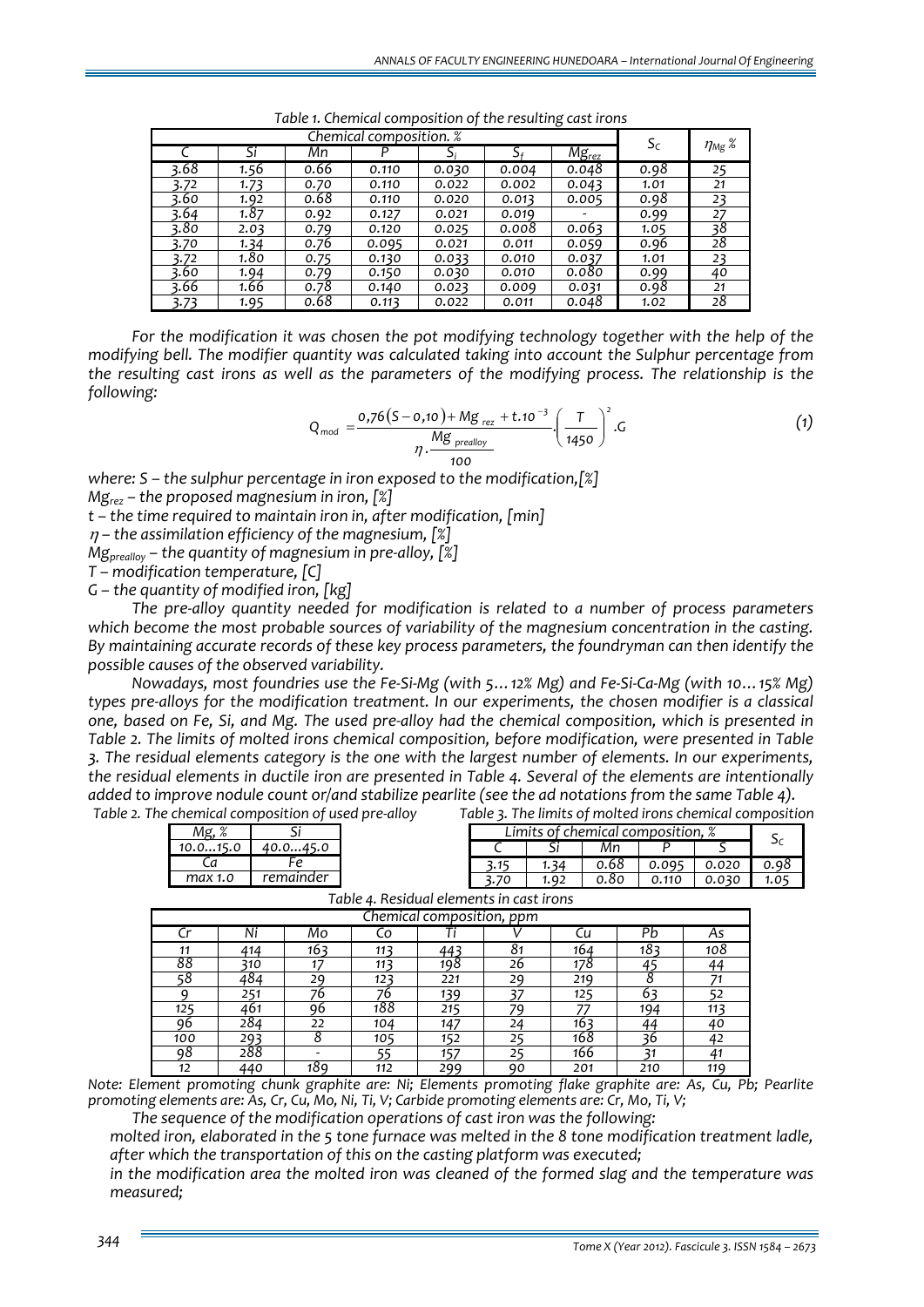*Table 1. Chemical composition of the resulting cast irons*

| Chemical composition. % | | | | | | | $S_C$ | $\eta_{Mg}$ % |
|---|---|---|---|---|---|---|---|---|
| C | Si | Mn | P | $S_i$ | $S_f$ | $Mg_{rez}$ | | |
| 3.68 | 1.56 | 0.66 | 0.110 | 0.030 | 0.004 | 0.048 | 0.98 | 25 |
| 3.72 | 1.73 | 0.70 | 0.110 | 0.022 | 0.002 | 0.043 | 1.01 | 21 |
| 3.60 | 1.92 | 0.68 | 0.110 | 0.020 | 0.013 | 0.005 | 0.98 | 23 |
| 3.64 | 1.87 | 0.92 | 0.127 | 0.021 | 0.019 | - | 0.99 | 27 |
| 3.80 | 2.03 | 0.79 | 0.120 | 0.025 | 0.008 | 0.063 | 1.05 | 38 |
| 3.70 | 1.34 | 0.76 | 0.095 | 0.021 | 0.011 | 0.059 | 0.96 | 28 |
| 3.72 | 1.80 | 0.75 | 0.130 | 0.033 | 0.010 | 0.037 | 1.01 | 23 |
| 3.60 | 1.94 | 0.79 | 0.150 | 0.030 | 0.010 | 0.080 | 0.99 | 40 |
| 3.66 | 1.66 | 0.78 | 0.140 | 0.023 | 0.009 | 0.031 | 0.98 | 21 |
| 3.73 | 1.95 | 0.68 | 0.113 | 0.022 | 0.011 | 0.048 | 1.02 | 28 |

*For the modification it was chosen the pot modifying technology together with the help of the modifying bell. The modifier quantity was calculated taking into account the Sulphur percentage from the resulting cast irons as well as the parameters of the modifying process. The relationship is the following:*

$$Q_{mod} = \frac{0{,}76(S - 0{,}10) + Mg_{rez} + t.10^{-3}}{\eta . \frac{Mg_{prealloy}}{100}} . \left(\frac{T}{1450}\right)^2 .G \tag{1}$$

*where: S – the sulphur percentage in iron exposed to the modification,[%]*
*$Mg_{rez}$ – the proposed magnesium in iron, [%]*
*t – the time required to maintain iron in, after modification, [min]*
*$\eta$ – the assimilation efficiency of the magnesium, [%]*
*$Mg_{prealloy}$ – the quantity of magnesium in pre-alloy, [%]*
*T – modification temperature, [C]*
*G – the quantity of modified iron, [kg]*

*The pre-alloy quantity needed for modification is related to a number of process parameters which become the most probable sources of variability of the magnesium concentration in the casting. By maintaining accurate records of these key process parameters, the foundryman can then identify the possible causes of the observed variability.*

*Nowadays, most foundries use the Fe-Si-Mg (with 5…12% Mg) and Fe-Si-Ca-Mg (with 10…15% Mg) types pre-alloys for the modification treatment. In our experiments, the chosen modifier is a classical one, based on Fe, Si, and Mg. The used pre-alloy had the chemical composition, which is presented in Table 2. The limits of molted irons chemical composition, before modification, were presented in Table 3. The residual elements category is the one with the largest number of elements. In our experiments, the residual elements in ductile iron are presented in Table 4. Several of the elements are intentionally added to improve nodule count or/and stabilize pearlite (see the ad notations from the same Table 4).*

*Table 2. The chemical composition of used pre-alloy*

| Mg, % | Si |
|---|---|
| 10.0...15.0 | 40.0...45.0 |
| Ca | Fe |
| max 1.0 | remainder |

*Table 3. The limits of molted irons chemical composition*

| Limits of chemical composition, % | | | | | $S_C$ |
|---|---|---|---|---|---|
| C | Si | Mn | P | S | |
| 3.15 | 1.34 | 0.68 | 0.095 | 0.020 | 0.98 |
| 3.70 | 1.92 | 0.80 | 0.110 | 0.030 | 1.05 |

*Table 4. Residual elements in cast irons*

| Chemical composition, ppm | | | | | | | | |
|---|---|---|---|---|---|---|---|---|
| Cr | Ni | Mo | Co | Ti | V | Cu | Pb | As |
| 11 | 414 | 163 | 113 | 443 | 81 | 164 | 183 | 108 |
| 88 | 310 | 17 | 113 | 198 | 26 | 178 | 45 | 44 |
| 58 | 484 | 29 | 123 | 221 | 29 | 219 | 8 | 71 |
| 9 | 251 | 76 | 76 | 139 | 37 | 125 | 63 | 52 |
| 125 | 461 | 96 | 188 | 215 | 79 | 77 | 194 | 113 |
| 96 | 284 | 22 | 104 | 147 | 24 | 163 | 44 | 40 |
| 100 | 293 | 8 | 105 | 152 | 25 | 168 | 36 | 42 |
| 98 | 288 | - | 55 | 157 | 25 | 166 | 31 | 41 |
| 12 | 440 | 189 | 112 | 299 | 90 | 201 | 210 | 119 |

*Note: Element promoting chunk graphite are: Ni; Elements promoting flake graphite are: As, Cu, Pb; Pearlite promoting elements are: As, Cr, Cu, Mo, Ni, Ti, V; Carbide promoting elements are: Cr, Mo, Ti, V;*

*The sequence of the modification operations of cast iron was the following:*

- *molted iron, elaborated in the 5 tone furnace was melted in the 8 tone modification treatment ladle, after which the transportation of this on the casting platform was executed;*
- *in the modification area the molted iron was cleaned of the formed slag and the temperature was measured;*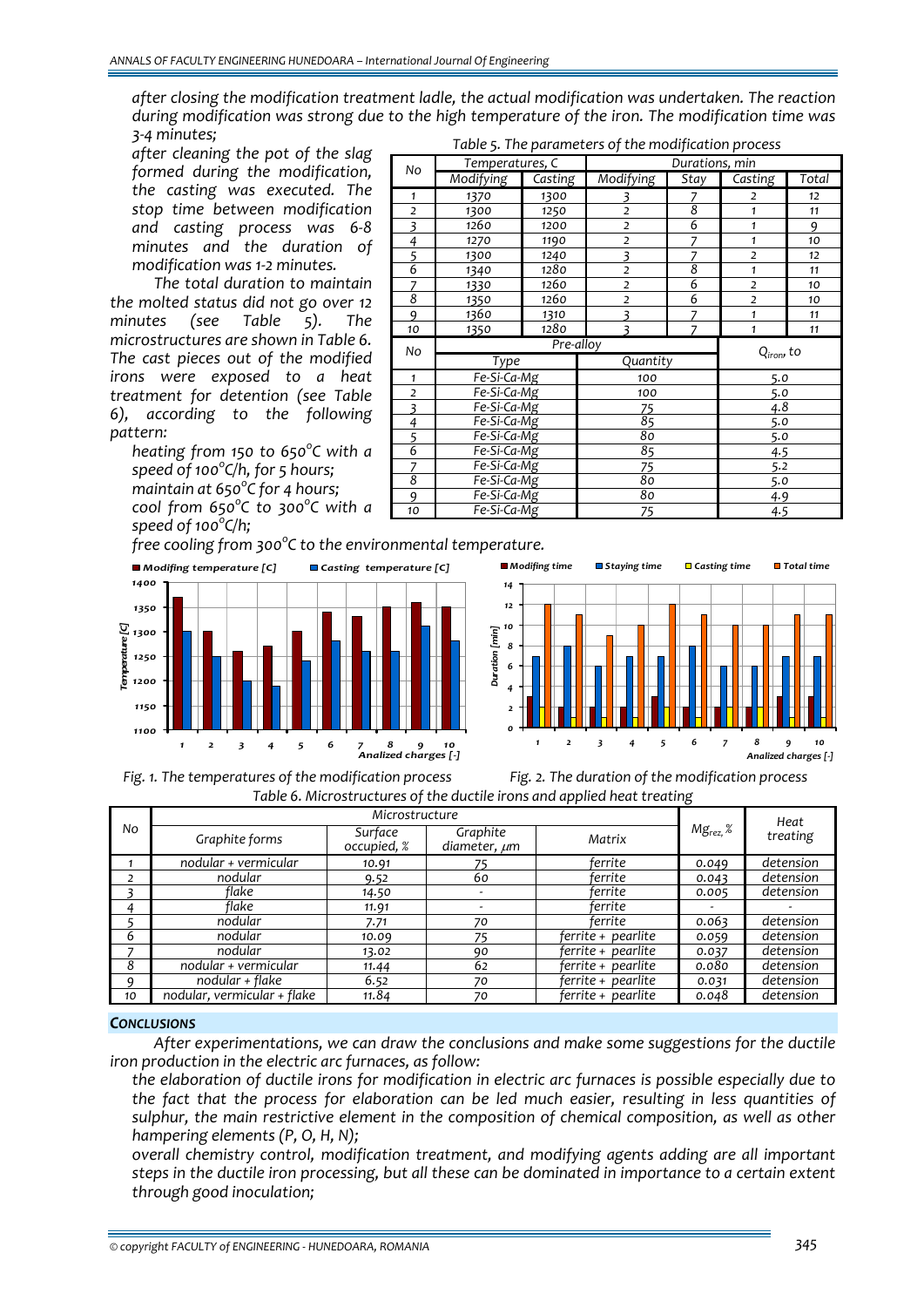*after closing the modification treatment ladle, the actual modification was undertaken. The reaction during modification was strong due to the high temperature of the iron. The modification time was 3-4 minutes;*

*after cleaning the pot of the slag formed during the modification, the casting was executed. The stop time between modification and casting process was 6-8 minutes and the duration of modification was 1-2 minutes.*

*The total duration to maintain the molted status did not go over 12 minutes (see Table 5). The microstructures are shown in Table 6. The cast pieces out of the modified irons were exposed to a heat treatment for detension (see Table 6), according to the following pattern:*

- *heating from 150 to 650°C with a speed of 100°C/h, for 5 hours;*
- *maintain at 650°C for 4 hours;*
- *cool from 650°C to 300°C with a speed of 100°C/h;*
- *free cooling from 300°C to the environmental temperature.*

*Table 5. The parameters of the modification process*

| No | Temperatures, C | | Durations, min | | | |
|---|---|---|---|---|---|---|
| | Modifying | Casting | Modifying | Stay | Casting | Total |
| 1 | 1370 | 1300 | 3 | 7 | 2 | 12 |
| 2 | 1300 | 1250 | 2 | 8 | 1 | 11 |
| 3 | 1260 | 1200 | 2 | 6 | 1 | 9 |
| 4 | 1270 | 1190 | 2 | 7 | 1 | 10 |
| 5 | 1300 | 1240 | 3 | 7 | 2 | 12 |
| 6 | 1340 | 1280 | 2 | 8 | 1 | 11 |
| 7 | 1330 | 1260 | 2 | 6 | 2 | 10 |
| 8 | 1350 | 1260 | 2 | 6 | 2 | 10 |
| 9 | 1360 | 1310 | 3 | 7 | 1 | 11 |
| 10 | 1350 | 1280 | 3 | 7 | 1 | 11 |

| No | Pre-alloy | | $Q_{iron}$, to |
|---|---|---|---|
| | Type | Quantity | |
| 1 | Fe-Si-Ca-Mg | 100 | 5.0 |
| 2 | Fe-Si-Ca-Mg | 100 | 5.0 |
| 3 | Fe-Si-Ca-Mg | 75 | 4.8 |
| 4 | Fe-Si-Ca-Mg | 85 | 5.0 |
| 5 | Fe-Si-Ca-Mg | 80 | 5.0 |
| 6 | Fe-Si-Ca-Mg | 85 | 4.5 |
| 7 | Fe-Si-Ca-Mg | 75 | 5.2 |
| 8 | Fe-Si-Ca-Mg | 80 | 5.0 |
| 9 | Fe-Si-Ca-Mg | 80 | 4.9 |
| 10 | Fe-Si-Ca-Mg | 75 | 4.5 |

*Fig. 1. The temperatures of the modification process*

*Fig. 2. The duration of the modification process*

*Table 6. Microstructures of the ductile irons and applied heat treating*

| No | Microstructure | | | | $Mg_{rez}$, % | Heat treating |
|---|---|---|---|---|---|---|
| | Graphite forms | Surface occupied, % | Graphite diameter, μm | Matrix | | |
| 1 | nodular + vermicular | 10.91 | 75 | ferrite | 0.049 | detension |
| 2 | nodular | 9.52 | 60 | ferrite | 0.043 | detension |
| 3 | flake | 14.50 | - | ferrite | 0.005 | detension |
| 4 | flake | 11.91 | - | ferrite | - | - |
| 5 | nodular | 7.71 | 70 | ferrite | 0.063 | detension |
| 6 | nodular | 10.09 | 75 | ferrite + pearlite | 0.059 | detension |
| 7 | nodular | 13.02 | 90 | ferrite + pearlite | 0.037 | detension |
| 8 | nodular + vermicular | 11.44 | 62 | ferrite + pearlite | 0.080 | detension |
| 9 | nodular + flake | 6.52 | 70 | ferrite + pearlite | 0.031 | detension |
| 10 | nodular, vermicular + flake | 11.84 | 70 | ferrite + pearlite | 0.048 | detension |

## CONCLUSIONS

*After experimentations, we can draw the conclusions and make some suggestions for the ductile iron production in the electric arc furnaces, as follow:*

- *the elaboration of ductile irons for modification in electric arc furnaces is possible especially due to the fact that the process for elaboration can be led much easier, resulting in less quantities of sulphur, the main restrictive element in the composition of chemical composition, as well as other hampering elements (P, O, H, N);*
- *overall chemistry control, modification treatment, and modifying agents adding are all important steps in the ductile iron processing, but all these can be dominated in importance to a certain extent through good inoculation;*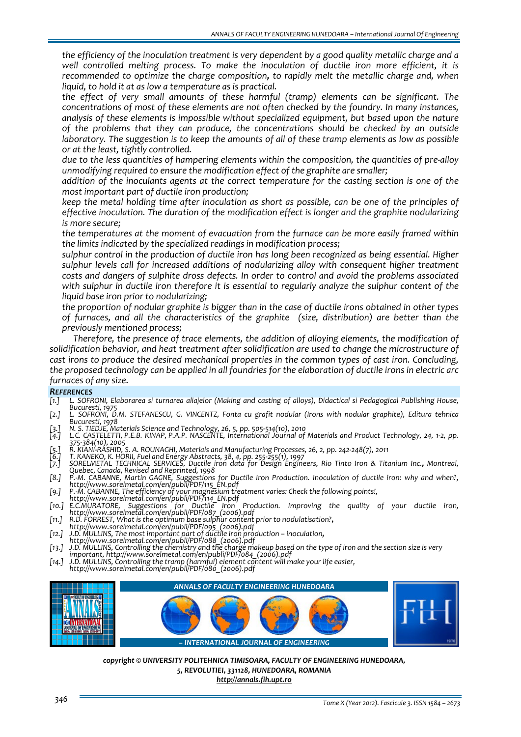*the efficiency of the inoculation treatment is very dependent by a good quality metallic charge and a well controlled melting process. To make the inoculation of ductile iron more efficient, it is recommended to optimize the charge composition, to rapidly melt the metallic charge and, when liquid, to hold it at as low a temperature as is practical.*

*the effect of very small amounts of these harmful (tramp) elements can be significant. The concentrations of most of these elements are not often checked by the foundry. In many instances, analysis of these elements is impossible without specialized equipment, but based upon the nature of the problems that they can produce, the concentrations should be checked by an outside laboratory. The suggestion is to keep the amounts of all of these tramp elements as low as possible or at the least, tightly controlled.*

*due to the less quantities of hampering elements within the composition, the quantities of pre-alloy unmodifying required to ensure the modification effect of the graphite are smaller;*

*addition of the inoculants agents at the correct temperature for the casting section is one of the most important part of ductile iron production;*

*keep the metal holding time after inoculation as short as possible, can be one of the principles of effective inoculation. The duration of the modification effect is longer and the graphite nodularizing is more secure;*

*the temperatures at the moment of evacuation from the furnace can be more easily framed within the limits indicated by the specialized readings in modification process;*

*sulphur control in the production of ductile iron has long been recognized as being essential. Higher sulphur levels call for increased additions of nodularizing alloy with consequent higher treatment costs and dangers of sulphite dross defects. In order to control and avoid the problems associated with sulphur in ductile iron therefore it is essential to regularly analyze the sulphur content of the liquid base iron prior to nodularizing;*

*the proportion of nodular graphite is bigger than in the case of ductile irons obtained in other types of furnaces, and all the characteristics of the graphite (size, distribution) are better than the previously mentioned process;*

*Therefore, the presence of trace elements, the addition of alloying elements, the modification of solidification behavior, and heat treatment after solidification are used to change the microstructure of cast irons to produce the desired mechanical properties in the common types of cast iron. Concluding, the proposed technology can be applied in all foundries for the elaboration of ductile irons in electric arc furnaces of any size.*

## REFERENCES

[1.] L. SOFRONI, Elaborarea si turnarea aliajelor (Making and casting of alloys), Didactical si Pedagogical Publishing House, Bucuresti, 1975

[2.] L. SOFRONI, D.M. STEFANESCU, G. VINCENTZ, Fonta cu grafit nodular (Irons with nodular graphite), Editura tehnica Bucuresti, 1978

[3.] N. S. TIEDJE, Materials Science and Technology, 26, 5, pp. 505-514(10), 2010

[4.] L.C. CASTELETTI, P.E.B. KINAP, P.A.P. NASCENTE, International Journal of Materials and Product Technology, 24, 1-2, pp. 375-384(10), 2005

[5.] R. KIANI-RASHID, S. A. ROUNAGHI, Materials and Manufacturing Processes, 26, 2, pp. 242-248(7), 2011

[6.] T. KANEKO, K. HORII, Fuel and Energy Abstracts, 38, 4, pp. 255-255(1), 1997

[7.] SORELMETAL TECHNICAL SERVICES, Ductile iron data for Design Engineers, Rio Tinto Iron & Titanium Inc., Montreal, Quebec, Canada, Revised and Reprinted, 1998

[8.] P.-M. CABANNE, Martin GAGNE, Suggestions for Ductile Iron Production. Inoculation of ductile iron: why and when?, http://www.sorelmetal.com/en/publi/PDF/115_EN.pdf

[9.] P.-M. CABANNE, The efficiency of your magnesium treatment varies: Check the following points!, http://www.sorelmetal.com/en/publi/PDF/114_EN.pdf

[10.] E.C.MURATORE, Suggestions for Ductile Iron Production. Improving the quality of your ductile iron, http://www.sorelmetal.com/en/publi/PDF/087_(2006).pdf

[11.] R.D. FORREST, What is the optimum base sulphur content prior to nodulatisation?, http://www.sorelmetal.com/en/publi/PDF/095_(2006).pdf

[12.] J.D. MULLINS, The most important part of ductile iron production – inoculation, http://www.sorelmetal.com/en/publi/PDF/088_(2006).pdf

[13.] J.D. MULLINS, Controlling the chemistry and the charge makeup based on the type of iron and the section size is very important, http://www.sorelmetal.com/en/publi/PDF/084_(2006).pdf

[14.] J.D. MULLINS, Controlling the tramp (harmful) element content will make your life easier, http://www.sorelmetal.com/en/publi/PDF/080_(2006).pdf

ANNALS OF FACULTY ENGINEERING HUNEDOARA – INTERNATIONAL JOURNAL OF ENGINEERING

***copyright © UNIVERSITY POLITEHNICA TIMISOARA, FACULTY OF ENGINEERING HUNEDOARA, 5, REVOLUTIEI, 331128, HUNEDOARA, ROMANIA http://annals.fih.upt.ro***